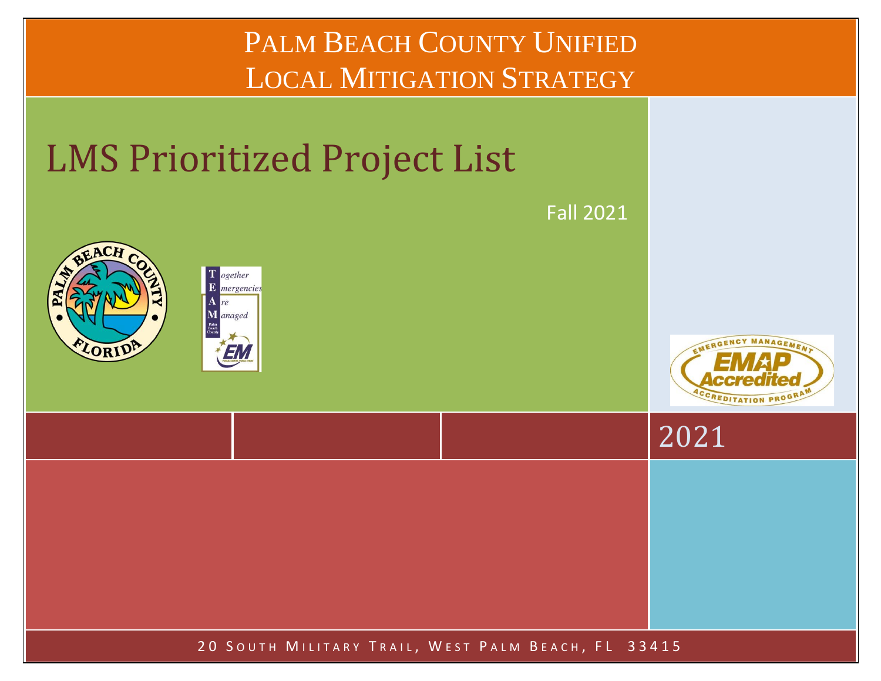# Palm Beach County Unified Local Mitigation Strategy

## LMS Prioritized Project List

Fall 2021

2021

20 South Military Trail, West Palm Beach, FL 33415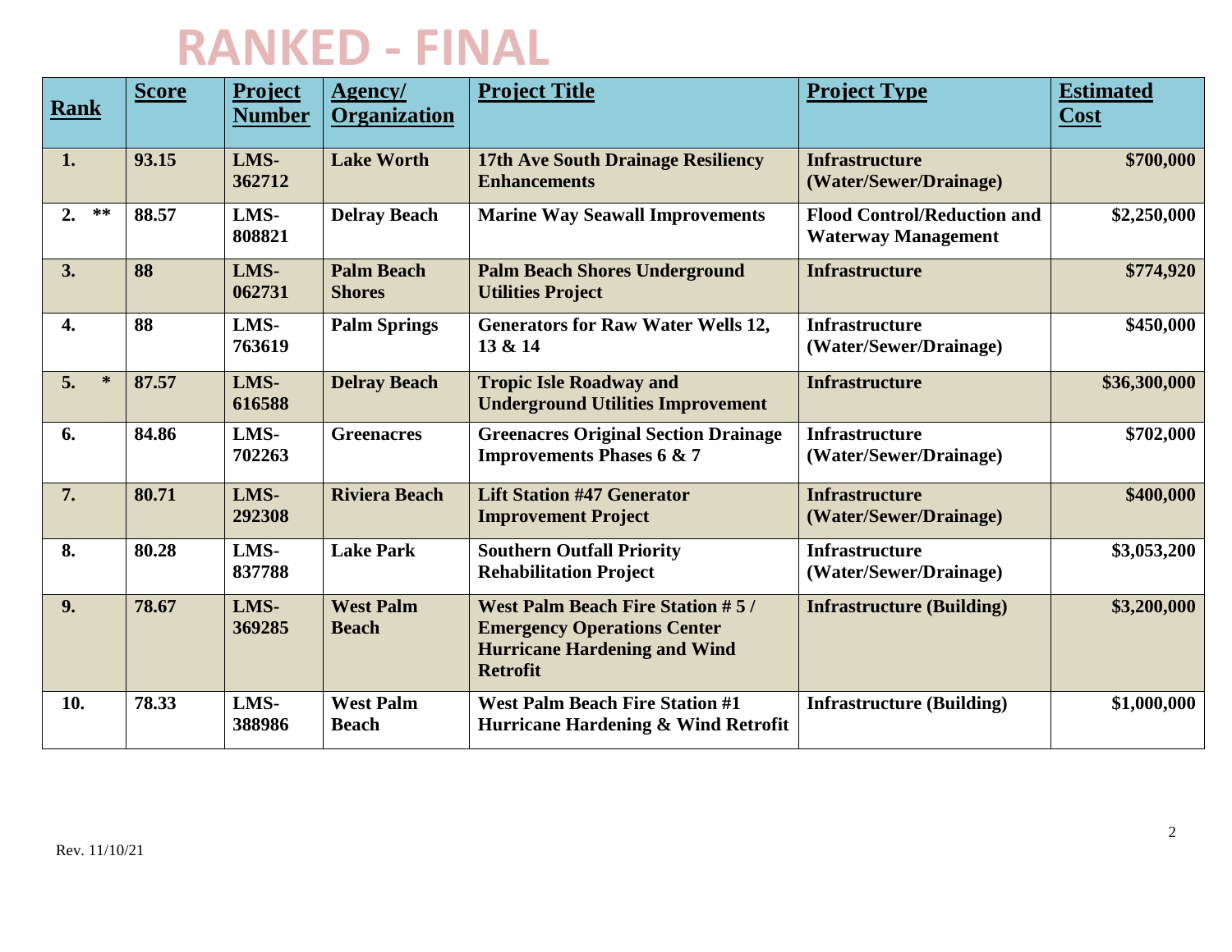# RANKED - FINAL

| Rank | Score | Project Number | Agency/ Organization | Project Title | Project Type | Estimated Cost |
|---|---|---|---|---|---|---|
| 1. | 93.15 | LMS-362712 | Lake Worth | 17th Ave South Drainage Resiliency Enhancements | Infrastructure (Water/Sewer/Drainage) | $700,000 |
| 2. ** | 88.57 | LMS-808821 | Delray Beach | Marine Way Seawall Improvements | Flood Control/Reduction and Waterway Management | $2,250,000 |
| 3. | 88 | LMS-062731 | Palm Beach Shores | Palm Beach Shores Underground Utilities Project | Infrastructure | $774,920 |
| 4. | 88 | LMS-763619 | Palm Springs | Generators for Raw Water Wells 12, 13 & 14 | Infrastructure (Water/Sewer/Drainage) | $450,000 |
| 5. * | 87.57 | LMS-616588 | Delray Beach | Tropic Isle Roadway and Underground Utilities Improvement | Infrastructure | $36,300,000 |
| 6. | 84.86 | LMS-702263 | Greenacres | Greenacres Original Section Drainage Improvements Phases 6 & 7 | Infrastructure (Water/Sewer/Drainage) | $702,000 |
| 7. | 80.71 | LMS-292308 | Riviera Beach | Lift Station #47 Generator Improvement Project | Infrastructure (Water/Sewer/Drainage) | $400,000 |
| 8. | 80.28 | LMS-837788 | Lake Park | Southern Outfall Priority Rehabilitation Project | Infrastructure (Water/Sewer/Drainage) | $3,053,200 |
| 9. | 78.67 | LMS-369285 | West Palm Beach | West Palm Beach Fire Station # 5 / Emergency Operations Center Hurricane Hardening and Wind Retrofit | Infrastructure (Building) | $3,200,000 |
| 10. | 78.33 | LMS-388986 | West Palm Beach | West Palm Beach Fire Station #1 Hurricane Hardening & Wind Retrofit | Infrastructure (Building) | $1,000,000 |

Rev. 11/10/21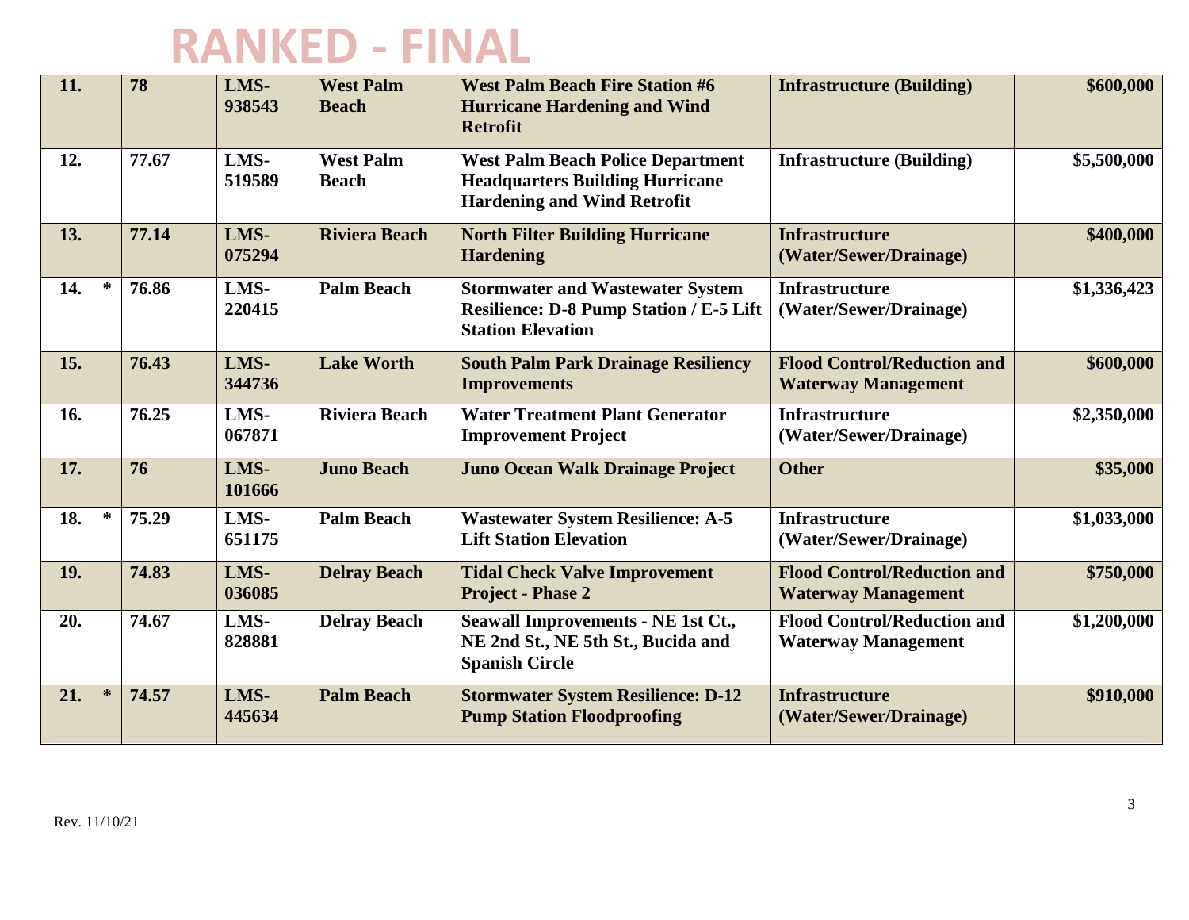# RANKED - FINAL

| | | | | | | |
|---|---|---|---|---|---|---|
| **11.** | **78** | **LMS-938543** | **West Palm Beach** | **West Palm Beach Fire Station #6 Hurricane Hardening and Wind Retrofit** | **Infrastructure (Building)** | **$600,000** |
| **12.** | **77.67** | **LMS-519589** | **West Palm Beach** | **West Palm Beach Police Department Headquarters Building Hurricane Hardening and Wind Retrofit** | **Infrastructure (Building)** | **$5,500,000** |
| **13.** | **77.14** | **LMS-075294** | **Riviera Beach** | **North Filter Building Hurricane Hardening** | **Infrastructure (Water/Sewer/Drainage)** | **$400,000** |
| **14. *** | **76.86** | **LMS-220415** | **Palm Beach** | **Stormwater and Wastewater System Resilience: D-8 Pump Station / E-5 Lift Station Elevation** | **Infrastructure (Water/Sewer/Drainage)** | **$1,336,423** |
| **15.** | **76.43** | **LMS-344736** | **Lake Worth** | **South Palm Park Drainage Resiliency Improvements** | **Flood Control/Reduction and Waterway Management** | **$600,000** |
| **16.** | **76.25** | **LMS-067871** | **Riviera Beach** | **Water Treatment Plant Generator Improvement Project** | **Infrastructure (Water/Sewer/Drainage)** | **$2,350,000** |
| **17.** | **76** | **LMS-101666** | **Juno Beach** | **Juno Ocean Walk Drainage Project** | **Other** | **$35,000** |
| **18. *** | **75.29** | **LMS-651175** | **Palm Beach** | **Wastewater System Resilience: A-5 Lift Station Elevation** | **Infrastructure (Water/Sewer/Drainage)** | **$1,033,000** |
| **19.** | **74.83** | **LMS-036085** | **Delray Beach** | **Tidal Check Valve Improvement Project - Phase 2** | **Flood Control/Reduction and Waterway Management** | **$750,000** |
| **20.** | **74.67** | **LMS-828881** | **Delray Beach** | **Seawall Improvements - NE 1st Ct., NE 2nd St., NE 5th St., Bucida and Spanish Circle** | **Flood Control/Reduction and Waterway Management** | **$1,200,000** |
| **21. *** | **74.57** | **LMS-445634** | **Palm Beach** | **Stormwater System Resilience: D-12 Pump Station Floodproofing** | **Infrastructure (Water/Sewer/Drainage)** | **$910,000** |

Rev. 11/10/21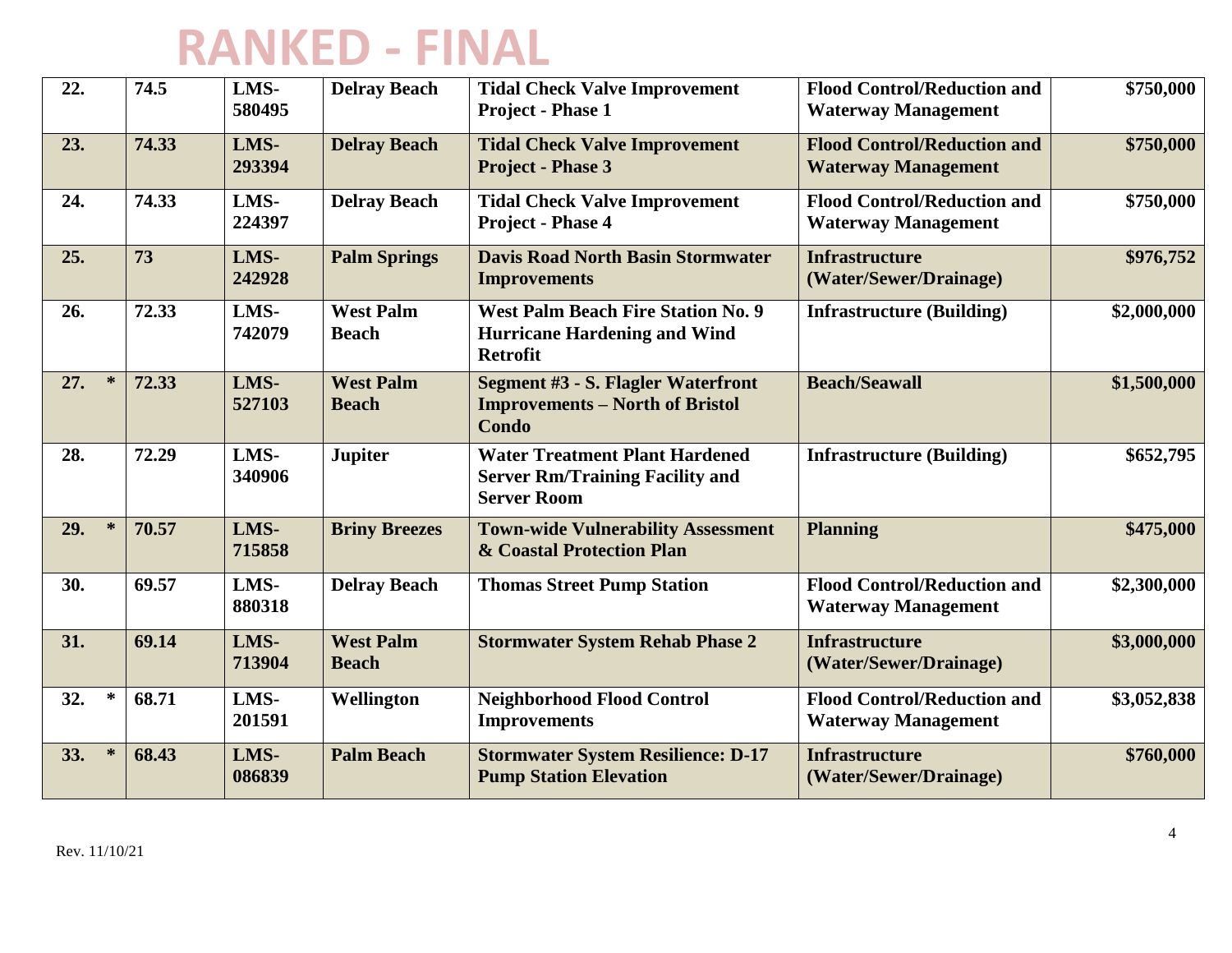# RANKED - FINAL

| | | | | | | |
|---|---|---|---|---|---|---|
| 22. | 74.5 | LMS-580495 | Delray Beach | Tidal Check Valve Improvement Project - Phase 1 | Flood Control/Reduction and Waterway Management | $750,000 |
| 23. | 74.33 | LMS-293394 | Delray Beach | Tidal Check Valve Improvement Project - Phase 3 | Flood Control/Reduction and Waterway Management | $750,000 |
| 24. | 74.33 | LMS-224397 | Delray Beach | Tidal Check Valve Improvement Project - Phase 4 | Flood Control/Reduction and Waterway Management | $750,000 |
| 25. | 73 | LMS-242928 | Palm Springs | Davis Road North Basin Stormwater Improvements | Infrastructure (Water/Sewer/Drainage) | $976,752 |
| 26. | 72.33 | LMS-742079 | West Palm Beach | West Palm Beach Fire Station No. 9 Hurricane Hardening and Wind Retrofit | Infrastructure (Building) | $2,000,000 |
| 27. * | 72.33 | LMS-527103 | West Palm Beach | Segment #3 - S. Flagler Waterfront Improvements – North of Bristol Condo | Beach/Seawall | $1,500,000 |
| 28. | 72.29 | LMS-340906 | Jupiter | Water Treatment Plant Hardened Server Rm/Training Facility and Server Room | Infrastructure (Building) | $652,795 |
| 29. * | 70.57 | LMS-715858 | Briny Breezes | Town-wide Vulnerability Assessment & Coastal Protection Plan | Planning | $475,000 |
| 30. | 69.57 | LMS-880318 | Delray Beach | Thomas Street Pump Station | Flood Control/Reduction and Waterway Management | $2,300,000 |
| 31. | 69.14 | LMS-713904 | West Palm Beach | Stormwater System Rehab Phase 2 | Infrastructure (Water/Sewer/Drainage) | $3,000,000 |
| 32. * | 68.71 | LMS-201591 | Wellington | Neighborhood Flood Control Improvements | Flood Control/Reduction and Waterway Management | $3,052,838 |
| 33. * | 68.43 | LMS-086839 | Palm Beach | Stormwater System Resilience: D-17 Pump Station Elevation | Infrastructure (Water/Sewer/Drainage) | $760,000 |

Rev. 11/10/21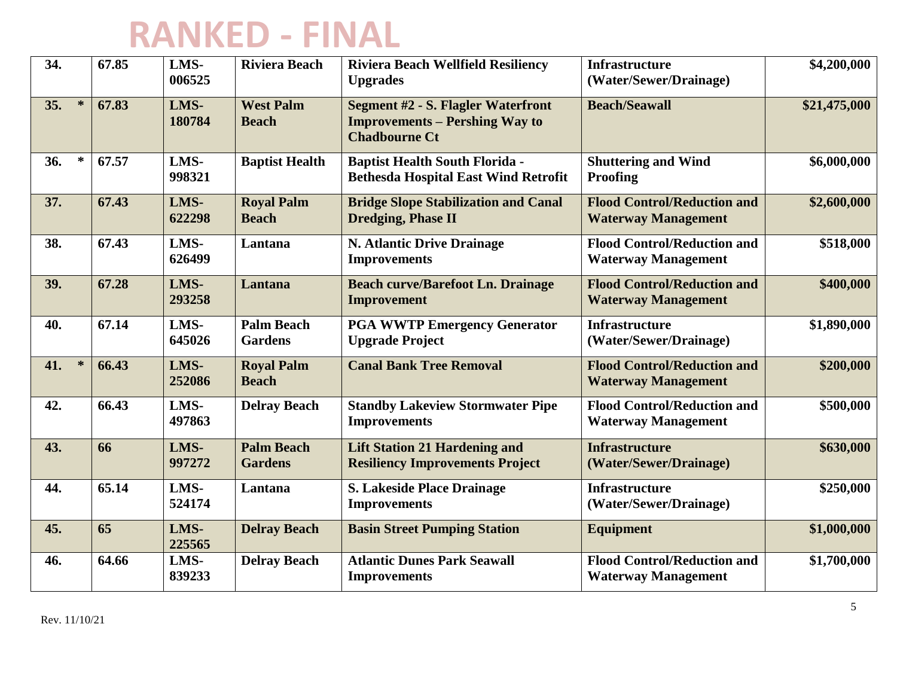# RANKED - FINAL

| | | | | | | |
|---|---|---|---|---|---|---|
| 34. | 67.85 | LMS-006525 | Riviera Beach | Riviera Beach Wellfield Resiliency Upgrades | Infrastructure (Water/Sewer/Drainage) | $4,200,000 |
| 35. * | 67.83 | LMS-180784 | West Palm Beach | Segment #2 - S. Flagler Waterfront Improvements – Pershing Way to Chadbourne Ct | Beach/Seawall | $21,475,000 |
| 36. * | 67.57 | LMS-998321 | Baptist Health | Baptist Health South Florida - Bethesda Hospital East Wind Retrofit | Shuttering and Wind Proofing | $6,000,000 |
| 37. | 67.43 | LMS-622298 | Royal Palm Beach | Bridge Slope Stabilization and Canal Dredging, Phase II | Flood Control/Reduction and Waterway Management | $2,600,000 |
| 38. | 67.43 | LMS-626499 | Lantana | N. Atlantic Drive Drainage Improvements | Flood Control/Reduction and Waterway Management | $518,000 |
| 39. | 67.28 | LMS-293258 | Lantana | Beach curve/Barefoot Ln. Drainage Improvement | Flood Control/Reduction and Waterway Management | $400,000 |
| 40. | 67.14 | LMS-645026 | Palm Beach Gardens | PGA WWTP Emergency Generator Upgrade Project | Infrastructure (Water/Sewer/Drainage) | $1,890,000 |
| 41. * | 66.43 | LMS-252086 | Royal Palm Beach | Canal Bank Tree Removal | Flood Control/Reduction and Waterway Management | $200,000 |
| 42. | 66.43 | LMS-497863 | Delray Beach | Standby Lakeview Stormwater Pipe Improvements | Flood Control/Reduction and Waterway Management | $500,000 |
| 43. | 66 | LMS-997272 | Palm Beach Gardens | Lift Station 21 Hardening and Resiliency Improvements Project | Infrastructure (Water/Sewer/Drainage) | $630,000 |
| 44. | 65.14 | LMS-524174 | Lantana | S. Lakeside Place Drainage Improvements | Infrastructure (Water/Sewer/Drainage) | $250,000 |
| 45. | 65 | LMS-225565 | Delray Beach | Basin Street Pumping Station | Equipment | $1,000,000 |
| 46. | 64.66 | LMS-839233 | Delray Beach | Atlantic Dunes Park Seawall Improvements | Flood Control/Reduction and Waterway Management | $1,700,000 |

Rev. 11/10/21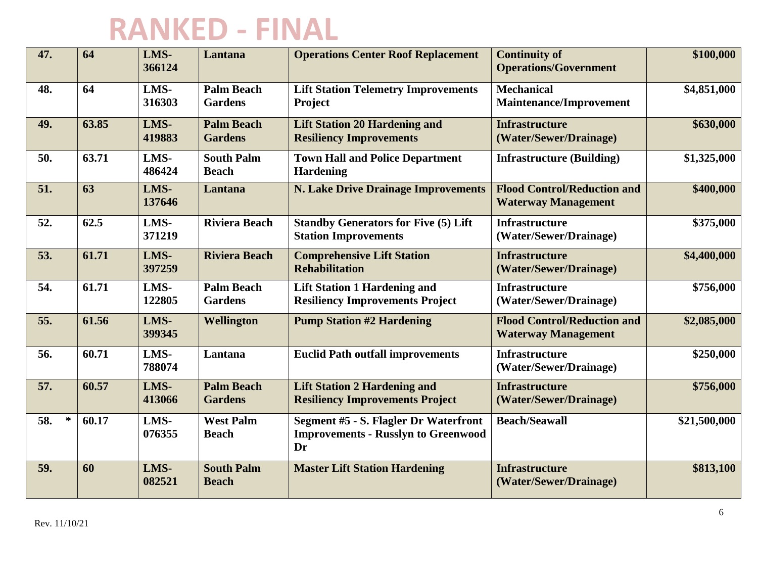# RANKED - FINAL

| | | | | | | |
|---|---|---|---|---|---|---|
| 47. | 64 | LMS-366124 | Lantana | Operations Center Roof Replacement | Continuity of Operations/Government | $100,000 |
| 48. | 64 | LMS-316303 | Palm Beach Gardens | Lift Station Telemetry Improvements Project | Mechanical Maintenance/Improvement | $4,851,000 |
| 49. | 63.85 | LMS-419883 | Palm Beach Gardens | Lift Station 20 Hardening and Resiliency Improvements | Infrastructure (Water/Sewer/Drainage) | $630,000 |
| 50. | 63.71 | LMS-486424 | South Palm Beach | Town Hall and Police Department Hardening | Infrastructure (Building) | $1,325,000 |
| 51. | 63 | LMS-137646 | Lantana | N. Lake Drive Drainage Improvements | Flood Control/Reduction and Waterway Management | $400,000 |
| 52. | 62.5 | LMS-371219 | Riviera Beach | Standby Generators for Five (5) Lift Station Improvements | Infrastructure (Water/Sewer/Drainage) | $375,000 |
| 53. | 61.71 | LMS-397259 | Riviera Beach | Comprehensive Lift Station Rehabilitation | Infrastructure (Water/Sewer/Drainage) | $4,400,000 |
| 54. | 61.71 | LMS-122805 | Palm Beach Gardens | Lift Station 1 Hardening and Resiliency Improvements Project | Infrastructure (Water/Sewer/Drainage) | $756,000 |
| 55. | 61.56 | LMS-399345 | Wellington | Pump Station #2 Hardening | Flood Control/Reduction and Waterway Management | $2,085,000 |
| 56. | 60.71 | LMS-788074 | Lantana | Euclid Path outfall improvements | Infrastructure (Water/Sewer/Drainage) | $250,000 |
| 57. | 60.57 | LMS-413066 | Palm Beach Gardens | Lift Station 2 Hardening and Resiliency Improvements Project | Infrastructure (Water/Sewer/Drainage) | $756,000 |
| 58. * | 60.17 | LMS-076355 | West Palm Beach | Segment #5 - S. Flagler Dr Waterfront Improvements - Russlyn to Greenwood Dr | Beach/Seawall | $21,500,000 |
| 59. | 60 | LMS-082521 | South Palm Beach | Master Lift Station Hardening | Infrastructure (Water/Sewer/Drainage) | $813,100 |

Rev. 11/10/21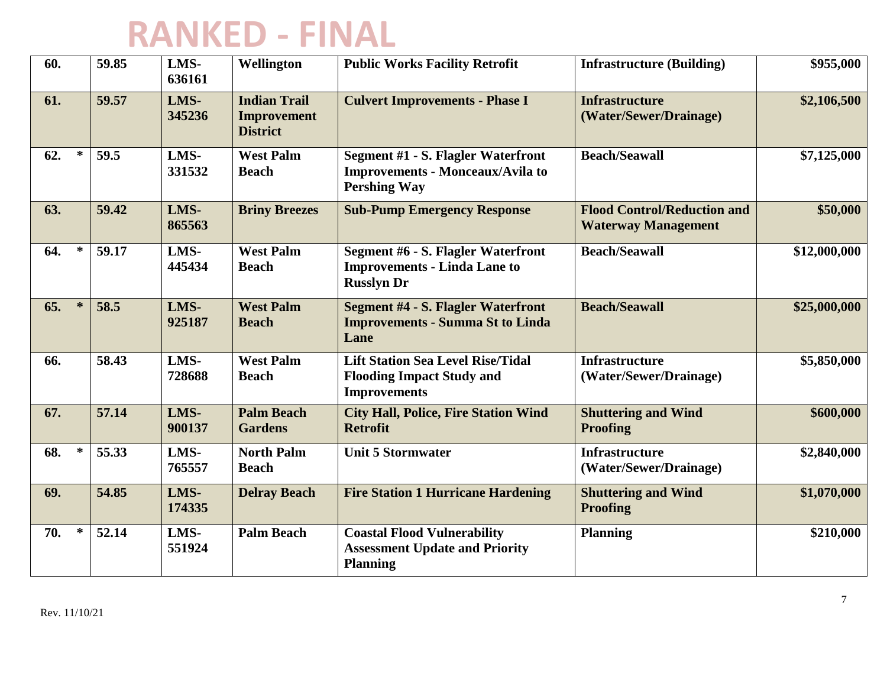# RANKED - FINAL

| | | | | | | |
|---|---|---|---|---|---|---|
| **60.** | **59.85** | **LMS-636161** | **Wellington** | **Public Works Facility Retrofit** | **Infrastructure (Building)** | **$955,000** |
| **61.** | **59.57** | **LMS-345236** | **Indian Trail Improvement District** | **Culvert Improvements - Phase I** | **Infrastructure (Water/Sewer/Drainage)** | **$2,106,500** |
| **62. *** | **59.5** | **LMS-331532** | **West Palm Beach** | **Segment #1 - S. Flagler Waterfront Improvements - Monceaux/Avila to Pershing Way** | **Beach/Seawall** | **$7,125,000** |
| **63.** | **59.42** | **LMS-865563** | **Briny Breezes** | **Sub-Pump Emergency Response** | **Flood Control/Reduction and Waterway Management** | **$50,000** |
| **64. *** | **59.17** | **LMS-445434** | **West Palm Beach** | **Segment #6 - S. Flagler Waterfront Improvements - Linda Lane to Russlyn Dr** | **Beach/Seawall** | **$12,000,000** |
| **65. *** | **58.5** | **LMS-925187** | **West Palm Beach** | **Segment #4 - S. Flagler Waterfront Improvements - Summa St to Linda Lane** | **Beach/Seawall** | **$25,000,000** |
| **66.** | **58.43** | **LMS-728688** | **West Palm Beach** | **Lift Station Sea Level Rise/Tidal Flooding Impact Study and Improvements** | **Infrastructure (Water/Sewer/Drainage)** | **$5,850,000** |
| **67.** | **57.14** | **LMS-900137** | **Palm Beach Gardens** | **City Hall, Police, Fire Station Wind Retrofit** | **Shuttering and Wind Proofing** | **$600,000** |
| **68. *** | **55.33** | **LMS-765557** | **North Palm Beach** | **Unit 5 Stormwater** | **Infrastructure (Water/Sewer/Drainage)** | **$2,840,000** |
| **69.** | **54.85** | **LMS-174335** | **Delray Beach** | **Fire Station 1 Hurricane Hardening** | **Shuttering and Wind Proofing** | **$1,070,000** |
| **70. *** | **52.14** | **LMS-551924** | **Palm Beach** | **Coastal Flood Vulnerability Assessment Update and Priority Planning** | **Planning** | **$210,000** |

Rev. 11/10/21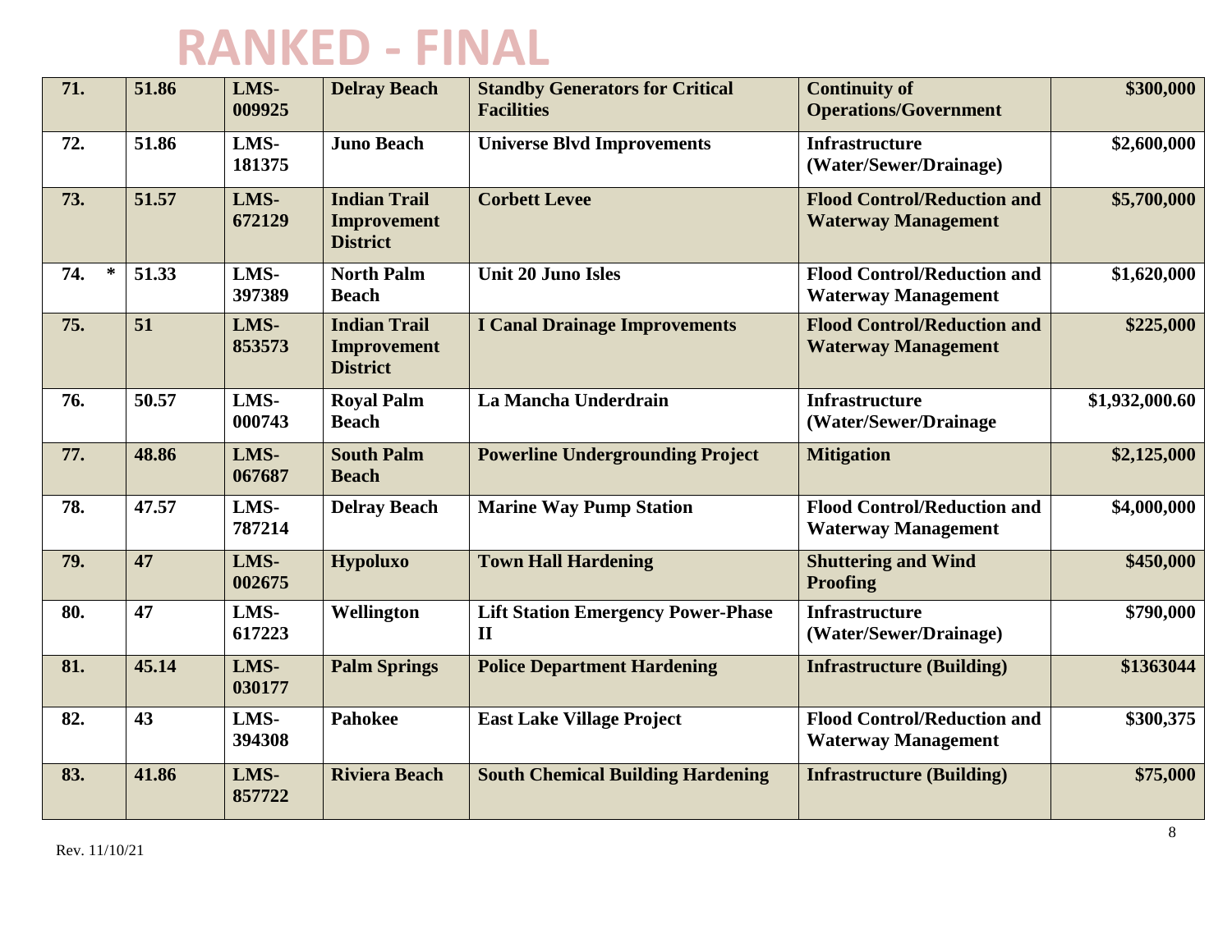# RANKED - FINAL

| | | | | | | |
|---|---|---|---|---|---|---|
| **71.** | **51.86** | **LMS-009925** | **Delray Beach** | **Standby Generators for Critical Facilities** | **Continuity of Operations/Government** | **$300,000** |
| **72.** | **51.86** | **LMS-181375** | **Juno Beach** | **Universe Blvd Improvements** | **Infrastructure (Water/Sewer/Drainage)** | **$2,600,000** |
| **73.** | **51.57** | **LMS-672129** | **Indian Trail Improvement District** | **Corbett Levee** | **Flood Control/Reduction and Waterway Management** | **$5,700,000** |
| **74. \*** | **51.33** | **LMS-397389** | **North Palm Beach** | **Unit 20 Juno Isles** | **Flood Control/Reduction and Waterway Management** | **$1,620,000** |
| **75.** | **51** | **LMS-853573** | **Indian Trail Improvement District** | **I Canal Drainage Improvements** | **Flood Control/Reduction and Waterway Management** | **$225,000** |
| **76.** | **50.57** | **LMS-000743** | **Royal Palm Beach** | **La Mancha Underdrain** | **Infrastructure (Water/Sewer/Drainage** | **$1,932,000.60** |
| **77.** | **48.86** | **LMS-067687** | **South Palm Beach** | **Powerline Undergrounding Project** | **Mitigation** | **$2,125,000** |
| **78.** | **47.57** | **LMS-787214** | **Delray Beach** | **Marine Way Pump Station** | **Flood Control/Reduction and Waterway Management** | **$4,000,000** |
| **79.** | **47** | **LMS-002675** | **Hypoluxo** | **Town Hall Hardening** | **Shuttering and Wind Proofing** | **$450,000** |
| **80.** | **47** | **LMS-617223** | **Wellington** | **Lift Station Emergency Power-Phase II** | **Infrastructure (Water/Sewer/Drainage)** | **$790,000** |
| **81.** | **45.14** | **LMS-030177** | **Palm Springs** | **Police Department Hardening** | **Infrastructure (Building)** | **$1363044** |
| **82.** | **43** | **LMS-394308** | **Pahokee** | **East Lake Village Project** | **Flood Control/Reduction and Waterway Management** | **$300,375** |
| **83.** | **41.86** | **LMS-857722** | **Riviera Beach** | **South Chemical Building Hardening** | **Infrastructure (Building)** | **$75,000** |

Rev. 11/10/21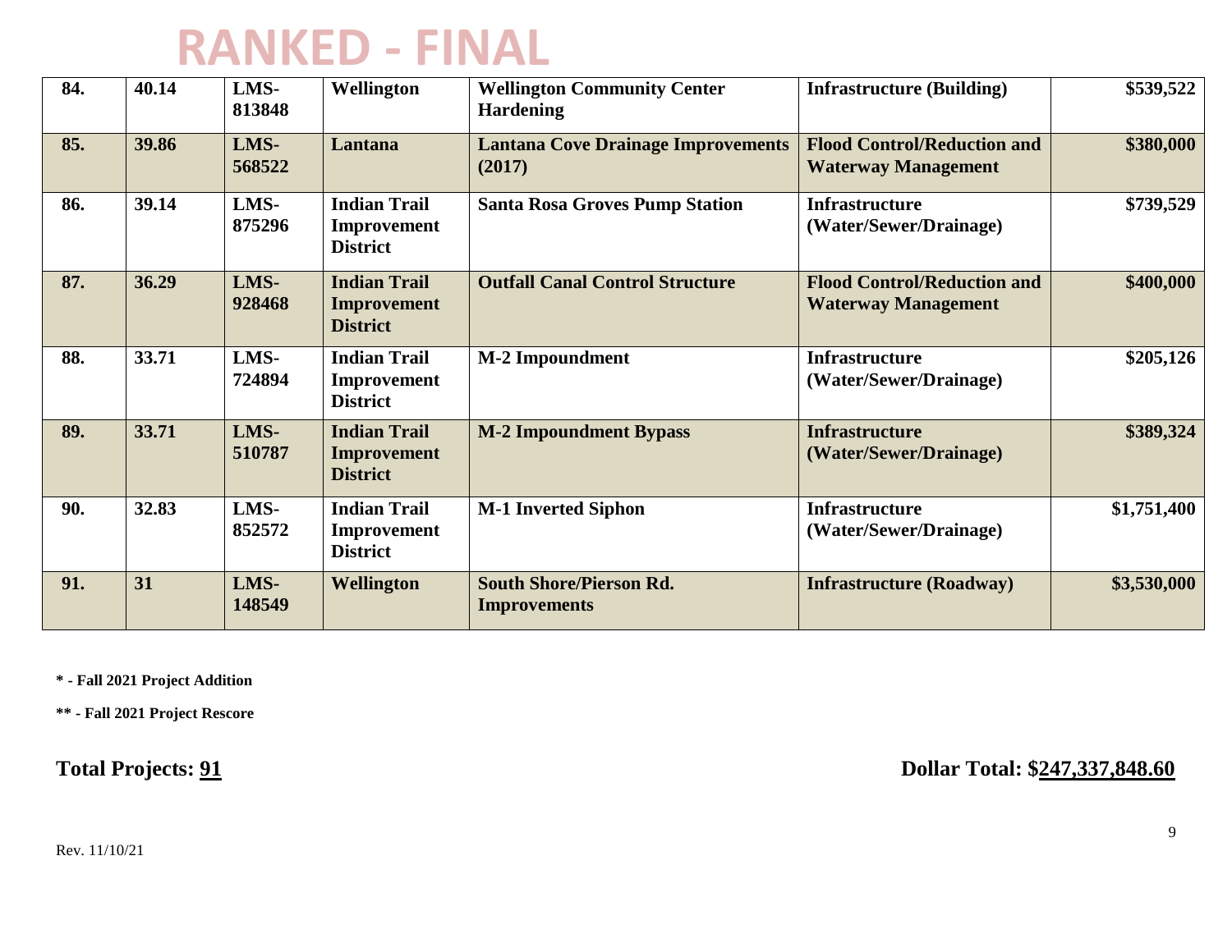# RANKED - FINAL

| | | | | | | |
|---|---|---|---|---|---|---|
| **84.** | **40.14** | **LMS-813848** | **Wellington** | **Wellington Community Center Hardening** | **Infrastructure (Building)** | **$539,522** |
| **85.** | **39.86** | **LMS-568522** | **Lantana** | **Lantana Cove Drainage Improvements (2017)** | **Flood Control/Reduction and Waterway Management** | **$380,000** |
| **86.** | **39.14** | **LMS-875296** | **Indian Trail Improvement District** | **Santa Rosa Groves Pump Station** | **Infrastructure (Water/Sewer/Drainage)** | **$739,529** |
| **87.** | **36.29** | **LMS-928468** | **Indian Trail Improvement District** | **Outfall Canal Control Structure** | **Flood Control/Reduction and Waterway Management** | **$400,000** |
| **88.** | **33.71** | **LMS-724894** | **Indian Trail Improvement District** | **M-2 Impoundment** | **Infrastructure (Water/Sewer/Drainage)** | **$205,126** |
| **89.** | **33.71** | **LMS-510787** | **Indian Trail Improvement District** | **M-2 Impoundment Bypass** | **Infrastructure (Water/Sewer/Drainage)** | **$389,324** |
| **90.** | **32.83** | **LMS-852572** | **Indian Trail Improvement District** | **M-1 Inverted Siphon** | **Infrastructure (Water/Sewer/Drainage)** | **$1,751,400** |
| **91.** | **31** | **LMS-148549** | **Wellington** | **South Shore/Pierson Rd. Improvements** | **Infrastructure (Roadway)** | **$3,530,000** |

**\* - Fall 2021 Project Addition**

**\*\* - Fall 2021 Project Rescore**

**Total Projects: 91**

**Dollar Total: $247,337,848.60**

Rev. 11/10/21